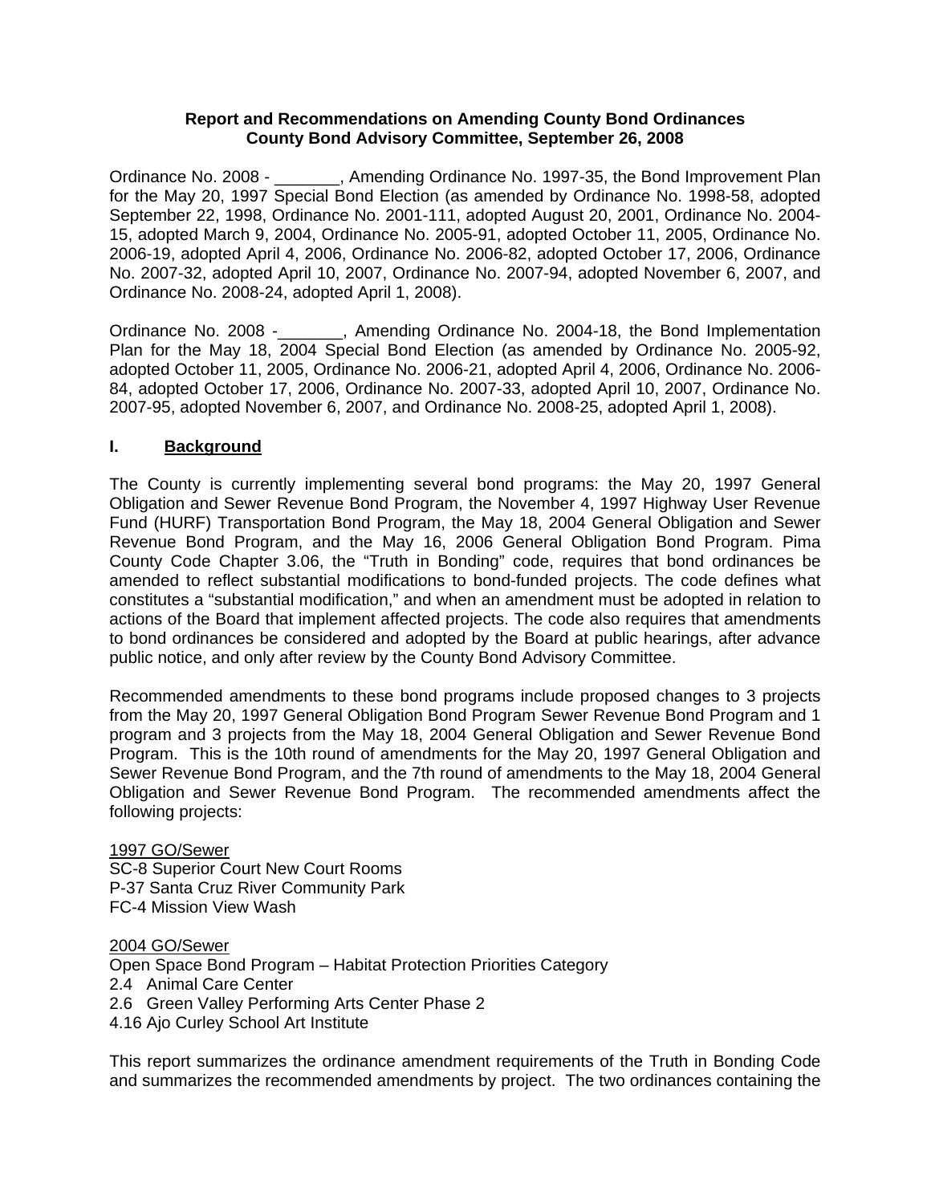**Report and Recommendations on Amending County Bond Ordinances**
**County Bond Advisory Committee, September 26, 2008**

Ordinance No. 2008 - _______, Amending Ordinance No. 1997-35, the Bond Improvement Plan for the May 20, 1997 Special Bond Election (as amended by Ordinance No. 1998-58, adopted September 22, 1998, Ordinance No. 2001-111, adopted August 20, 2001, Ordinance No. 2004-15, adopted March 9, 2004, Ordinance No. 2005-91, adopted October 11, 2005, Ordinance No. 2006-19, adopted April 4, 2006, Ordinance No. 2006-82, adopted October 17, 2006, Ordinance No. 2007-32, adopted April 10, 2007, Ordinance No. 2007-94, adopted November 6, 2007, and Ordinance No. 2008-24, adopted April 1, 2008).

Ordinance No. 2008 -_______, Amending Ordinance No. 2004-18, the Bond Implementation Plan for the May 18, 2004 Special Bond Election (as amended by Ordinance No. 2005-92, adopted October 11, 2005, Ordinance No. 2006-21, adopted April 4, 2006, Ordinance No. 2006-84, adopted October 17, 2006, Ordinance No. 2007-33, adopted April 10, 2007, Ordinance No. 2007-95, adopted November 6, 2007, and Ordinance No. 2008-25, adopted April 1, 2008).

## I. Background

The County is currently implementing several bond programs: the May 20, 1997 General Obligation and Sewer Revenue Bond Program, the November 4, 1997 Highway User Revenue Fund (HURF) Transportation Bond Program, the May 18, 2004 General Obligation and Sewer Revenue Bond Program, and the May 16, 2006 General Obligation Bond Program. Pima County Code Chapter 3.06, the "Truth in Bonding" code, requires that bond ordinances be amended to reflect substantial modifications to bond-funded projects. The code defines what constitutes a "substantial modification," and when an amendment must be adopted in relation to actions of the Board that implement affected projects. The code also requires that amendments to bond ordinances be considered and adopted by the Board at public hearings, after advance public notice, and only after review by the County Bond Advisory Committee.

Recommended amendments to these bond programs include proposed changes to 3 projects from the May 20, 1997 General Obligation Bond Program Sewer Revenue Bond Program and 1 program and 3 projects from the May 18, 2004 General Obligation and Sewer Revenue Bond Program. This is the 10th round of amendments for the May 20, 1997 General Obligation and Sewer Revenue Bond Program, and the 7th round of amendments to the May 18, 2004 General Obligation and Sewer Revenue Bond Program. The recommended amendments affect the following projects:

1997 GO/Sewer
SC-8 Superior Court New Court Rooms
P-37 Santa Cruz River Community Park
FC-4 Mission View Wash

2004 GO/Sewer
Open Space Bond Program – Habitat Protection Priorities Category
2.4 Animal Care Center
2.6 Green Valley Performing Arts Center Phase 2
4.16 Ajo Curley School Art Institute

This report summarizes the ordinance amendment requirements of the Truth in Bonding Code and summarizes the recommended amendments by project. The two ordinances containing the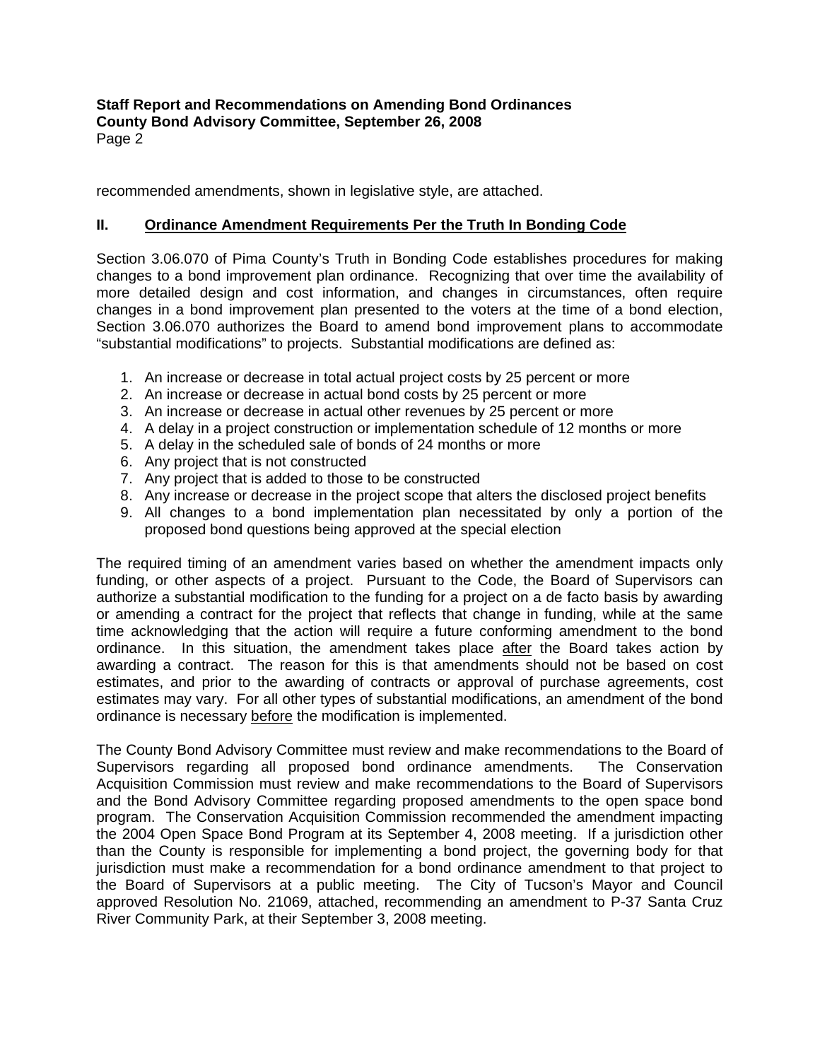recommended amendments, shown in legislative style, are attached.

## II. Ordinance Amendment Requirements Per the Truth In Bonding Code

Section 3.06.070 of Pima County's Truth in Bonding Code establishes procedures for making changes to a bond improvement plan ordinance. Recognizing that over time the availability of more detailed design and cost information, and changes in circumstances, often require changes in a bond improvement plan presented to the voters at the time of a bond election, Section 3.06.070 authorizes the Board to amend bond improvement plans to accommodate "substantial modifications" to projects. Substantial modifications are defined as:

1. An increase or decrease in total actual project costs by 25 percent or more
2. An increase or decrease in actual bond costs by 25 percent or more
3. An increase or decrease in actual other revenues by 25 percent or more
4. A delay in a project construction or implementation schedule of 12 months or more
5. A delay in the scheduled sale of bonds of 24 months or more
6. Any project that is not constructed
7. Any project that is added to those to be constructed
8. Any increase or decrease in the project scope that alters the disclosed project benefits
9. All changes to a bond implementation plan necessitated by only a portion of the proposed bond questions being approved at the special election

The required timing of an amendment varies based on whether the amendment impacts only funding, or other aspects of a project. Pursuant to the Code, the Board of Supervisors can authorize a substantial modification to the funding for a project on a de facto basis by awarding or amending a contract for the project that reflects that change in funding, while at the same time acknowledging that the action will require a future conforming amendment to the bond ordinance. In this situation, the amendment takes place after the Board takes action by awarding a contract. The reason for this is that amendments should not be based on cost estimates, and prior to the awarding of contracts or approval of purchase agreements, cost estimates may vary. For all other types of substantial modifications, an amendment of the bond ordinance is necessary before the modification is implemented.

The County Bond Advisory Committee must review and make recommendations to the Board of Supervisors regarding all proposed bond ordinance amendments. The Conservation Acquisition Commission must review and make recommendations to the Board of Supervisors and the Bond Advisory Committee regarding proposed amendments to the open space bond program. The Conservation Acquisition Commission recommended the amendment impacting the 2004 Open Space Bond Program at its September 4, 2008 meeting. If a jurisdiction other than the County is responsible for implementing a bond project, the governing body for that jurisdiction must make a recommendation for a bond ordinance amendment to that project to the Board of Supervisors at a public meeting. The City of Tucson's Mayor and Council approved Resolution No. 21069, attached, recommending an amendment to P-37 Santa Cruz River Community Park, at their September 3, 2008 meeting.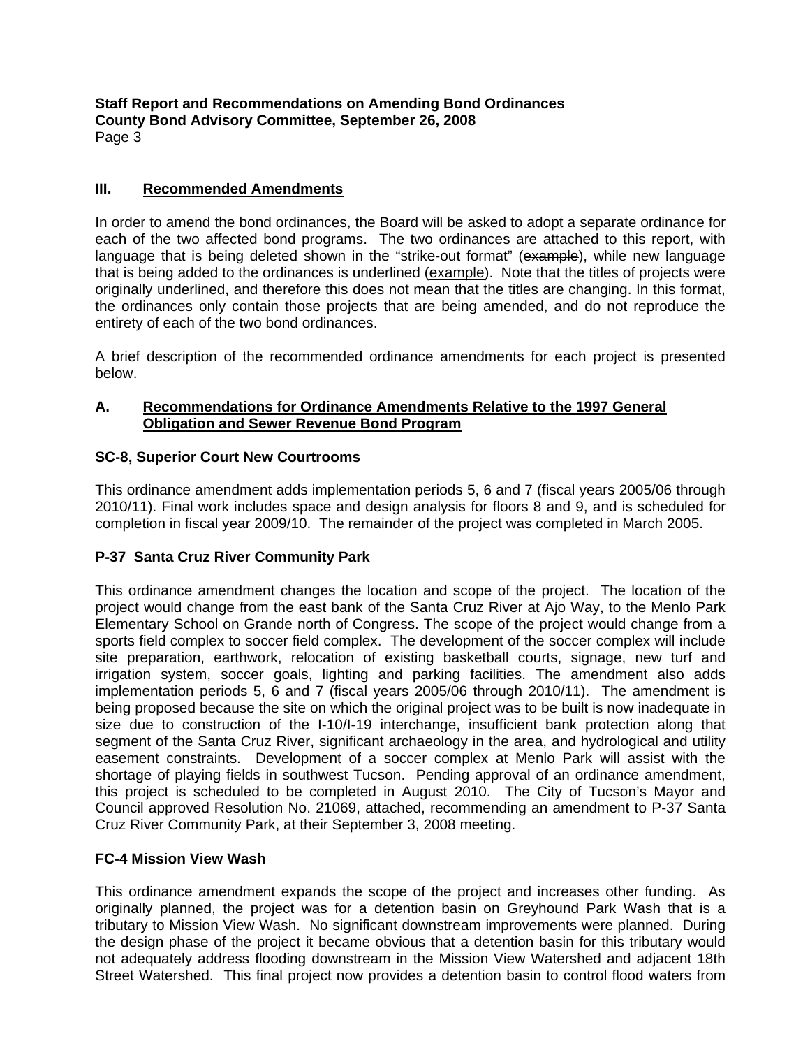## III. Recommended Amendments

In order to amend the bond ordinances, the Board will be asked to adopt a separate ordinance for each of the two affected bond programs. The two ordinances are attached to this report, with language that is being deleted shown in the "strike-out format" (~~example~~), while new language that is being added to the ordinances is underlined (<u>example</u>). Note that the titles of projects were originally underlined, and therefore this does not mean that the titles are changing. In this format, the ordinances only contain those projects that are being amended, and do not reproduce the entirety of each of the two bond ordinances.

A brief description of the recommended ordinance amendments for each project is presented below.

### A. Recommendations for Ordinance Amendments Relative to the 1997 General Obligation and Sewer Revenue Bond Program

**SC-8, Superior Court New Courtrooms**

This ordinance amendment adds implementation periods 5, 6 and 7 (fiscal years 2005/06 through 2010/11). Final work includes space and design analysis for floors 8 and 9, and is scheduled for completion in fiscal year 2009/10. The remainder of the project was completed in March 2005.

**P-37 Santa Cruz River Community Park**

This ordinance amendment changes the location and scope of the project. The location of the project would change from the east bank of the Santa Cruz River at Ajo Way, to the Menlo Park Elementary School on Grande north of Congress. The scope of the project would change from a sports field complex to soccer field complex. The development of the soccer complex will include site preparation, earthwork, relocation of existing basketball courts, signage, new turf and irrigation system, soccer goals, lighting and parking facilities. The amendment also adds implementation periods 5, 6 and 7 (fiscal years 2005/06 through 2010/11). The amendment is being proposed because the site on which the original project was to be built is now inadequate in size due to construction of the I-10/I-19 interchange, insufficient bank protection along that segment of the Santa Cruz River, significant archaeology in the area, and hydrological and utility easement constraints. Development of a soccer complex at Menlo Park will assist with the shortage of playing fields in southwest Tucson. Pending approval of an ordinance amendment, this project is scheduled to be completed in August 2010. The City of Tucson's Mayor and Council approved Resolution No. 21069, attached, recommending an amendment to P-37 Santa Cruz River Community Park, at their September 3, 2008 meeting.

**FC-4 Mission View Wash**

This ordinance amendment expands the scope of the project and increases other funding. As originally planned, the project was for a detention basin on Greyhound Park Wash that is a tributary to Mission View Wash. No significant downstream improvements were planned. During the design phase of the project it became obvious that a detention basin for this tributary would not adequately address flooding downstream in the Mission View Watershed and adjacent 18th Street Watershed. This final project now provides a detention basin to control flood waters from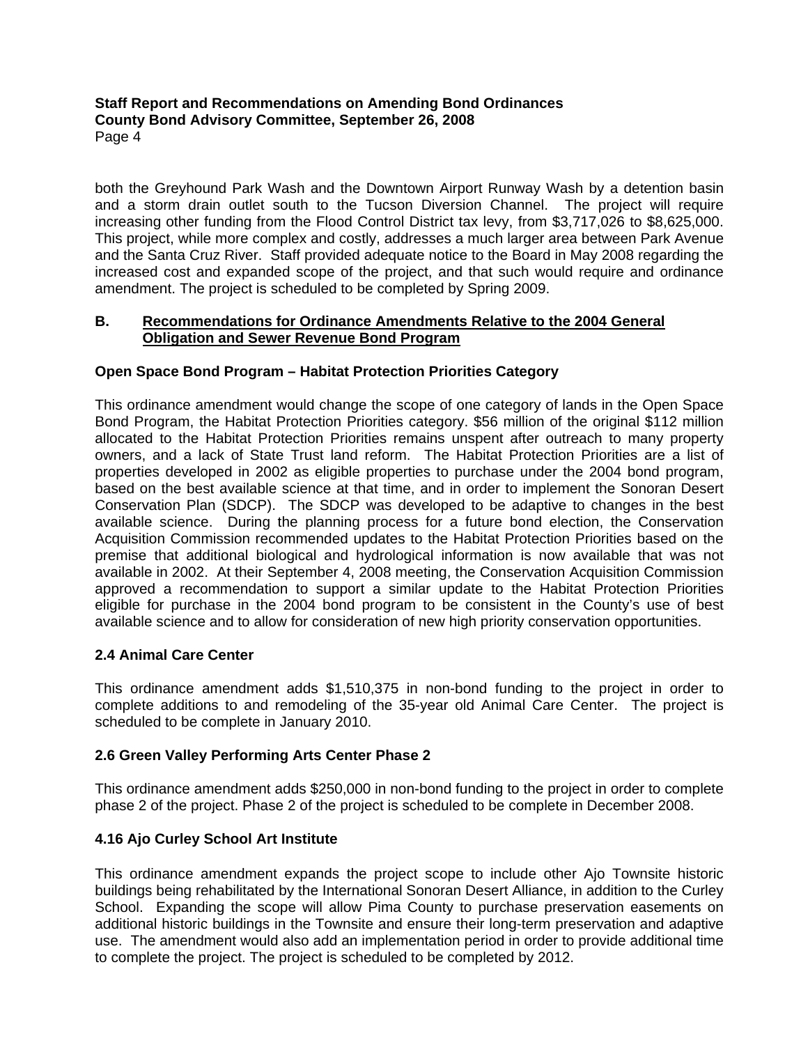both the Greyhound Park Wash and the Downtown Airport Runway Wash by a detention basin and a storm drain outlet south to the Tucson Diversion Channel. The project will require increasing other funding from the Flood Control District tax levy, from $3,717,026 to $8,625,000. This project, while more complex and costly, addresses a much larger area between Park Avenue and the Santa Cruz River. Staff provided adequate notice to the Board in May 2008 regarding the increased cost and expanded scope of the project, and that such would require and ordinance amendment. The project is scheduled to be completed by Spring 2009.

## B. Recommendations for Ordinance Amendments Relative to the 2004 General Obligation and Sewer Revenue Bond Program

### Open Space Bond Program – Habitat Protection Priorities Category

This ordinance amendment would change the scope of one category of lands in the Open Space Bond Program, the Habitat Protection Priorities category. $56 million of the original $112 million allocated to the Habitat Protection Priorities remains unspent after outreach to many property owners, and a lack of State Trust land reform. The Habitat Protection Priorities are a list of properties developed in 2002 as eligible properties to purchase under the 2004 bond program, based on the best available science at that time, and in order to implement the Sonoran Desert Conservation Plan (SDCP). The SDCP was developed to be adaptive to changes in the best available science. During the planning process for a future bond election, the Conservation Acquisition Commission recommended updates to the Habitat Protection Priorities based on the premise that additional biological and hydrological information is now available that was not available in 2002. At their September 4, 2008 meeting, the Conservation Acquisition Commission approved a recommendation to support a similar update to the Habitat Protection Priorities eligible for purchase in the 2004 bond program to be consistent in the County's use of best available science and to allow for consideration of new high priority conservation opportunities.

### 2.4 Animal Care Center

This ordinance amendment adds $1,510,375 in non-bond funding to the project in order to complete additions to and remodeling of the 35-year old Animal Care Center. The project is scheduled to be complete in January 2010.

### 2.6 Green Valley Performing Arts Center Phase 2

This ordinance amendment adds $250,000 in non-bond funding to the project in order to complete phase 2 of the project. Phase 2 of the project is scheduled to be complete in December 2008.

### 4.16 Ajo Curley School Art Institute

This ordinance amendment expands the project scope to include other Ajo Townsite historic buildings being rehabilitated by the International Sonoran Desert Alliance, in addition to the Curley School. Expanding the scope will allow Pima County to purchase preservation easements on additional historic buildings in the Townsite and ensure their long-term preservation and adaptive use. The amendment would also add an implementation period in order to provide additional time to complete the project. The project is scheduled to be completed by 2012.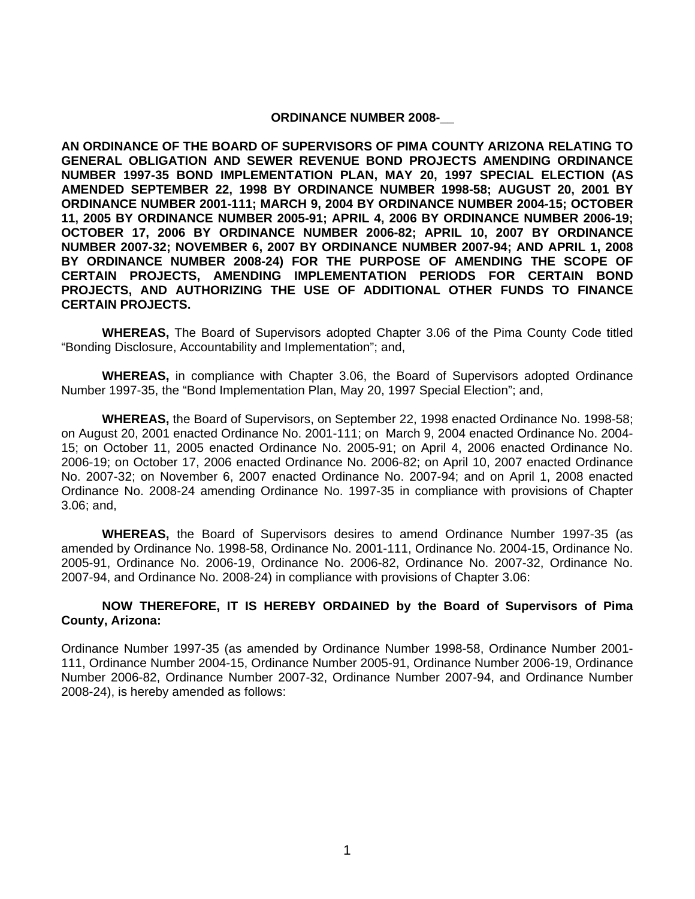**ORDINANCE NUMBER 2008-__**

**AN ORDINANCE OF THE BOARD OF SUPERVISORS OF PIMA COUNTY ARIZONA RELATING TO GENERAL OBLIGATION AND SEWER REVENUE BOND PROJECTS AMENDING ORDINANCE NUMBER 1997-35 BOND IMPLEMENTATION PLAN, MAY 20, 1997 SPECIAL ELECTION (AS AMENDED SEPTEMBER 22, 1998 BY ORDINANCE NUMBER 1998-58; AUGUST 20, 2001 BY ORDINANCE NUMBER 2001-111; MARCH 9, 2004 BY ORDINANCE NUMBER 2004-15; OCTOBER 11, 2005 BY ORDINANCE NUMBER 2005-91; APRIL 4, 2006 BY ORDINANCE NUMBER 2006-19; OCTOBER 17, 2006 BY ORDINANCE NUMBER 2006-82; APRIL 10, 2007 BY ORDINANCE NUMBER 2007-32; NOVEMBER 6, 2007 BY ORDINANCE NUMBER 2007-94; AND APRIL 1, 2008 BY ORDINANCE NUMBER 2008-24) FOR THE PURPOSE OF AMENDING THE SCOPE OF CERTAIN PROJECTS, AMENDING IMPLEMENTATION PERIODS FOR CERTAIN BOND PROJECTS, AND AUTHORIZING THE USE OF ADDITIONAL OTHER FUNDS TO FINANCE CERTAIN PROJECTS.**

**WHEREAS,** The Board of Supervisors adopted Chapter 3.06 of the Pima County Code titled "Bonding Disclosure, Accountability and Implementation"; and,

**WHEREAS,** in compliance with Chapter 3.06, the Board of Supervisors adopted Ordinance Number 1997-35, the "Bond Implementation Plan, May 20, 1997 Special Election"; and,

**WHEREAS,** the Board of Supervisors, on September 22, 1998 enacted Ordinance No. 1998-58; on August 20, 2001 enacted Ordinance No. 2001-111; on March 9, 2004 enacted Ordinance No. 2004-15; on October 11, 2005 enacted Ordinance No. 2005-91; on April 4, 2006 enacted Ordinance No. 2006-19; on October 17, 2006 enacted Ordinance No. 2006-82; on April 10, 2007 enacted Ordinance No. 2007-32; on November 6, 2007 enacted Ordinance No. 2007-94; and on April 1, 2008 enacted Ordinance No. 2008-24 amending Ordinance No. 1997-35 in compliance with provisions of Chapter 3.06; and,

**WHEREAS,** the Board of Supervisors desires to amend Ordinance Number 1997-35 (as amended by Ordinance No. 1998-58, Ordinance No. 2001-111, Ordinance No. 2004-15, Ordinance No. 2005-91, Ordinance No. 2006-19, Ordinance No. 2006-82, Ordinance No. 2007-32, Ordinance No. 2007-94, and Ordinance No. 2008-24) in compliance with provisions of Chapter 3.06:

**NOW THEREFORE, IT IS HEREBY ORDAINED by the Board of Supervisors of Pima County, Arizona:**

Ordinance Number 1997-35 (as amended by Ordinance Number 1998-58, Ordinance Number 2001-111, Ordinance Number 2004-15, Ordinance Number 2005-91, Ordinance Number 2006-19, Ordinance Number 2006-82, Ordinance Number 2007-32, Ordinance Number 2007-94, and Ordinance Number 2008-24), is hereby amended as follows: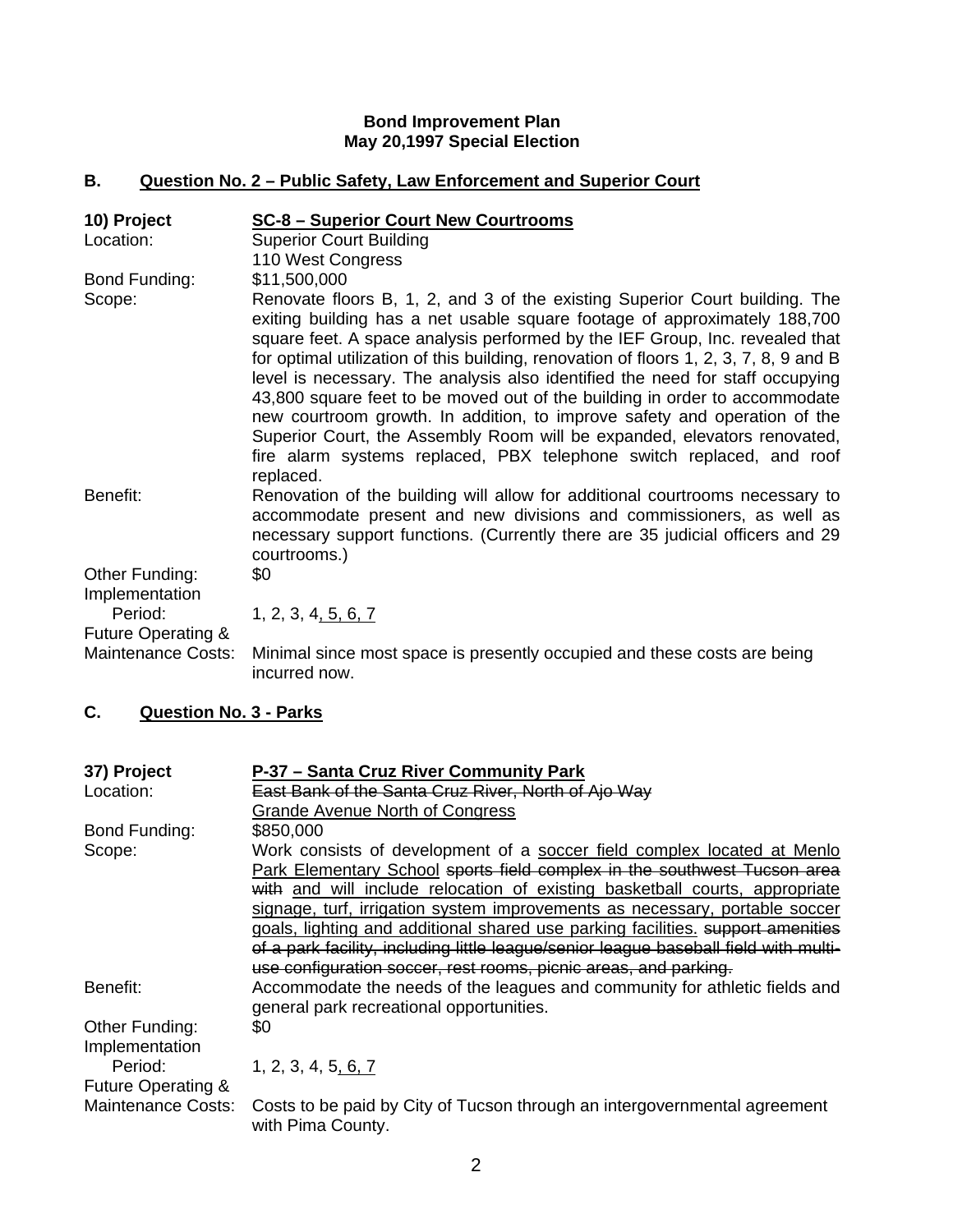**Bond Improvement Plan**
**May 20,1997 Special Election**

## B. Question No. 2 – Public Safety, Law Enforcement and Superior Court

| | |
|---|---|
| **10) Project** | **SC-8 – Superior Court New Courtrooms** |
| Location: | Superior Court Building<br>110 West Congress |
| Bond Funding: | $11,500,000 |
| Scope: | Renovate floors B, 1, 2, and 3 of the existing Superior Court building. The exiting building has a net usable square footage of approximately 188,700 square feet. A space analysis performed by the IEF Group, Inc. revealed that for optimal utilization of this building, renovation of floors 1, 2, 3, 7, 8, 9 and B level is necessary. The analysis also identified the need for staff occupying 43,800 square feet to be moved out of the building in order to accommodate new courtroom growth. In addition, to improve safety and operation of the Superior Court, the Assembly Room will be expanded, elevators renovated, fire alarm systems replaced, PBX telephone switch replaced, and roof replaced. |
| Benefit: | Renovation of the building will allow for additional courtrooms necessary to accommodate present and new divisions and commissioners, as well as necessary support functions. (Currently there are 35 judicial officers and 29 courtrooms.) |
| Other Funding: | $0 |
| Implementation Period: | 1, 2, 3, 4<u>, 5, 6, 7</u> |
| Future Operating & Maintenance Costs: | Minimal since most space is presently occupied and these costs are being incurred now. |

## C. Question No. 3 - Parks

| | |
|---|---|
| **37) Project** | **P-37 – Santa Cruz River Community Park** |
| Location: | ~~East Bank of the Santa Cruz River, North of Ajo Way~~<br><u>Grande Avenue North of Congress</u> |
| Bond Funding: | $850,000 |
| Scope: | Work consists of development of a <u>soccer field complex located at Menlo Park Elementary School</u> ~~sports field complex in the southwest Tucson area with~~ <u>and will include relocation of existing basketball courts, appropriate signage, turf, irrigation system improvements as necessary, portable soccer goals, lighting and additional shared use parking facilities.</u> ~~support amenities of a park facility, including little league/senior league baseball field with multi-use configuration soccer, rest rooms, picnic areas, and parking.~~ |
| Benefit: | Accommodate the needs of the leagues and community for athletic fields and general park recreational opportunities. |
| Other Funding: | $0 |
| Implementation Period: | 1, 2, 3, 4, 5<u>, 6, 7</u> |
| Future Operating & Maintenance Costs: | Costs to be paid by City of Tucson through an intergovernmental agreement with Pima County. |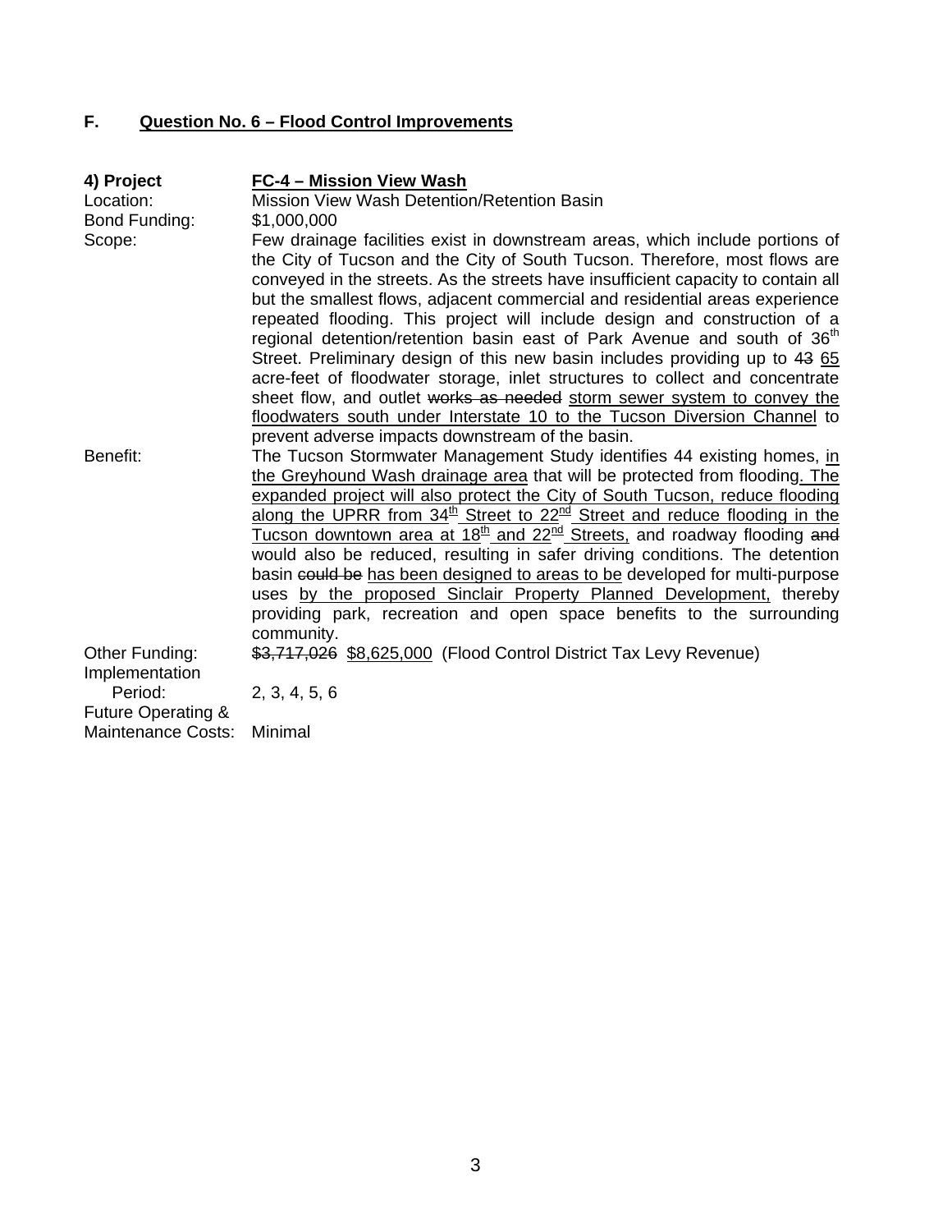## F. Question No. 6 – Flood Control Improvements

**4) Project** **FC-4 – Mission View Wash**

Location: Mission View Wash Detention/Retention Basin

Bond Funding: $1,000,000

Scope: Few drainage facilities exist in downstream areas, which include portions of the City of Tucson and the City of South Tucson. Therefore, most flows are conveyed in the streets. As the streets have insufficient capacity to contain all but the smallest flows, adjacent commercial and residential areas experience repeated flooding. This project will include design and construction of a regional detention/retention basin east of Park Avenue and south of 36th Street. Preliminary design of this new basin includes providing up to ~~43~~ 65 acre-feet of floodwater storage, inlet structures to collect and concentrate sheet flow, and outlet ~~works as needed~~ storm sewer system to convey the floodwaters south under Interstate 10 to the Tucson Diversion Channel to prevent adverse impacts downstream of the basin.

Benefit: The Tucson Stormwater Management Study identifies 44 existing homes, in the Greyhound Wash drainage area that will be protected from flooding. The expanded project will also protect the City of South Tucson, reduce flooding along the UPRR from 34th Street to 22nd Street and reduce flooding in the Tucson downtown area at 18th and 22nd Streets, and roadway flooding ~~and~~ would also be reduced, resulting in safer driving conditions. The detention basin ~~could be~~ has been designed to areas to be developed for multi-purpose uses by the proposed Sinclair Property Planned Development, thereby providing park, recreation and open space benefits to the surrounding community.

Other Funding: ~~$3,717,026~~ $8,625,000 (Flood Control District Tax Levy Revenue)

Implementation Period: 2, 3, 4, 5, 6

Future Operating & Maintenance Costs: Minimal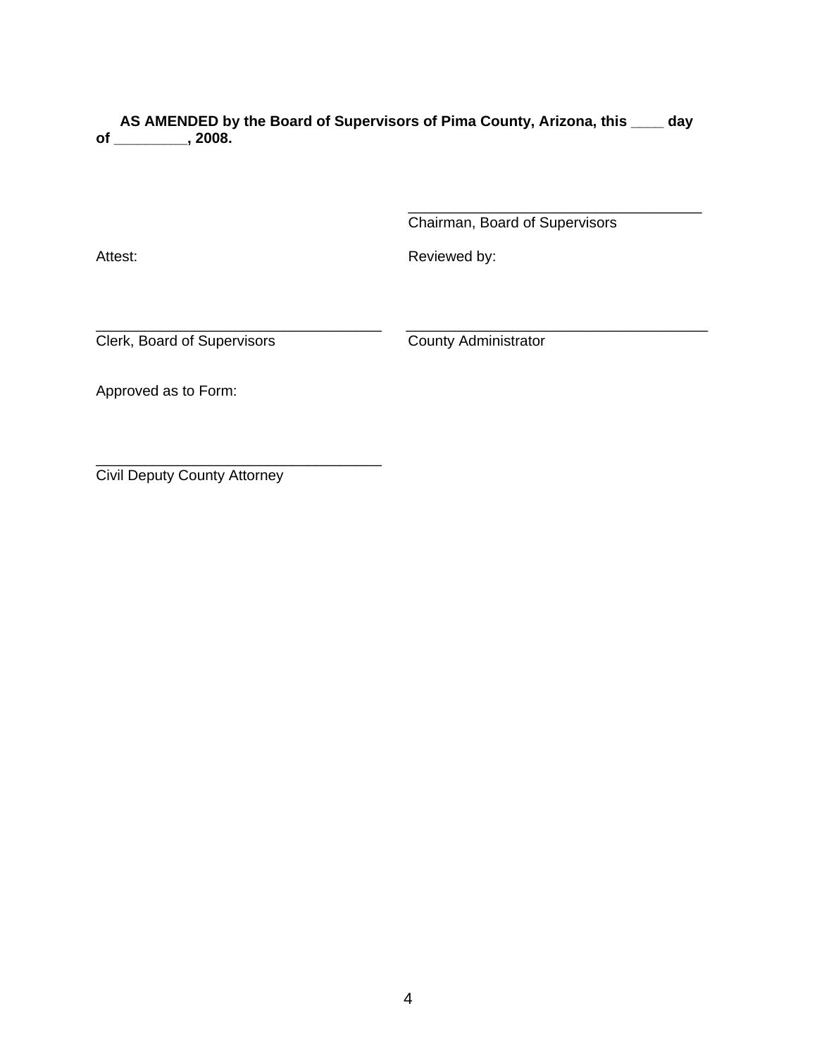**AS AMENDED by the Board of Supervisors of Pima County, Arizona, this ____ day of _________, 2008.**

___________________________________
Chairman, Board of Supervisors

Attest:

___________________________________
Clerk, Board of Supervisors

Reviewed by:

___________________________________
County Administrator

Approved as to Form:

___________________________________
Civil Deputy County Attorney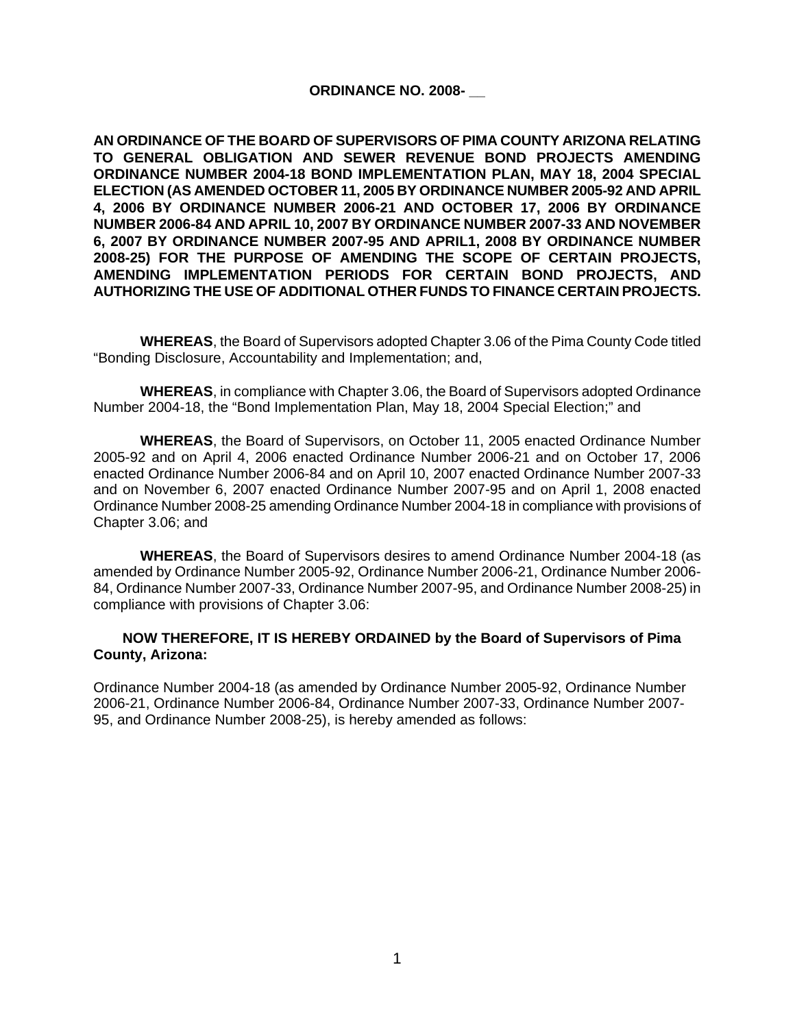**ORDINANCE NO. 2008- __**

**AN ORDINANCE OF THE BOARD OF SUPERVISORS OF PIMA COUNTY ARIZONA RELATING TO GENERAL OBLIGATION AND SEWER REVENUE BOND PROJECTS AMENDING ORDINANCE NUMBER 2004-18 BOND IMPLEMENTATION PLAN, MAY 18, 2004 SPECIAL ELECTION (AS AMENDED OCTOBER 11, 2005 BY ORDINANCE NUMBER 2005-92 AND APRIL 4, 2006 BY ORDINANCE NUMBER 2006-21 AND OCTOBER 17, 2006 BY ORDINANCE NUMBER 2006-84 AND APRIL 10, 2007 BY ORDINANCE NUMBER 2007-33 AND NOVEMBER 6, 2007 BY ORDINANCE NUMBER 2007-95 AND APRIL1, 2008 BY ORDINANCE NUMBER 2008-25) FOR THE PURPOSE OF AMENDING THE SCOPE OF CERTAIN PROJECTS, AMENDING IMPLEMENTATION PERIODS FOR CERTAIN BOND PROJECTS, AND AUTHORIZING THE USE OF ADDITIONAL OTHER FUNDS TO FINANCE CERTAIN PROJECTS.**

**WHEREAS**, the Board of Supervisors adopted Chapter 3.06 of the Pima County Code titled "Bonding Disclosure, Accountability and Implementation; and,

**WHEREAS**, in compliance with Chapter 3.06, the Board of Supervisors adopted Ordinance Number 2004-18, the "Bond Implementation Plan, May 18, 2004 Special Election;" and

**WHEREAS**, the Board of Supervisors, on October 11, 2005 enacted Ordinance Number 2005-92 and on April 4, 2006 enacted Ordinance Number 2006-21 and on October 17, 2006 enacted Ordinance Number 2006-84 and on April 10, 2007 enacted Ordinance Number 2007-33 and on November 6, 2007 enacted Ordinance Number 2007-95 and on April 1, 2008 enacted Ordinance Number 2008-25 amending Ordinance Number 2004-18 in compliance with provisions of Chapter 3.06; and

**WHEREAS**, the Board of Supervisors desires to amend Ordinance Number 2004-18 (as amended by Ordinance Number 2005-92, Ordinance Number 2006-21, Ordinance Number 2006-84, Ordinance Number 2007-33, Ordinance Number 2007-95, and Ordinance Number 2008-25) in compliance with provisions of Chapter 3.06:

**NOW THEREFORE, IT IS HEREBY ORDAINED by the Board of Supervisors of Pima County, Arizona:**

Ordinance Number 2004-18 (as amended by Ordinance Number 2005-92, Ordinance Number 2006-21, Ordinance Number 2006-84, Ordinance Number 2007-33, Ordinance Number 2007-95, and Ordinance Number 2008-25), is hereby amended as follows: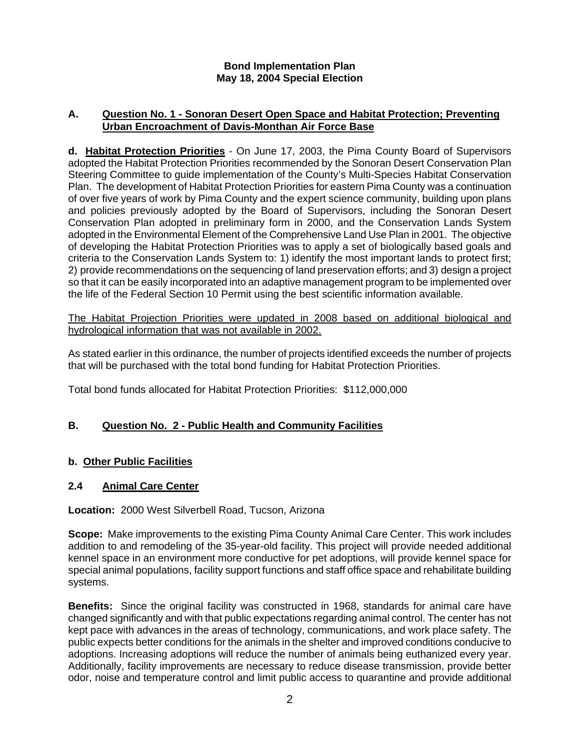**Bond Implementation Plan**
**May 18, 2004 Special Election**

## A. Question No. 1 - Sonoran Desert Open Space and Habitat Protection; Preventing Urban Encroachment of Davis-Monthan Air Force Base

**d. Habitat Protection Priorities** - On June 17, 2003, the Pima County Board of Supervisors adopted the Habitat Protection Priorities recommended by the Sonoran Desert Conservation Plan Steering Committee to guide implementation of the County's Multi-Species Habitat Conservation Plan. The development of Habitat Protection Priorities for eastern Pima County was a continuation of over five years of work by Pima County and the expert science community, building upon plans and policies previously adopted by the Board of Supervisors, including the Sonoran Desert Conservation Plan adopted in preliminary form in 2000, and the Conservation Lands System adopted in the Environmental Element of the Comprehensive Land Use Plan in 2001. The objective of developing the Habitat Protection Priorities was to apply a set of biologically based goals and criteria to the Conservation Lands System to: 1) identify the most important lands to protect first; 2) provide recommendations on the sequencing of land preservation efforts; and 3) design a project so that it can be easily incorporated into an adaptive management program to be implemented over the life of the Federal Section 10 Permit using the best scientific information available.

<u>The Habitat Projection Priorities were updated in 2008 based on additional biological and hydrological information that was not available in 2002.</u>

As stated earlier in this ordinance, the number of projects identified exceeds the number of projects that will be purchased with the total bond funding for Habitat Protection Priorities.

Total bond funds allocated for Habitat Protection Priorities: $112,000,000

## B. Question No. 2 - Public Health and Community Facilities

### b. Other Public Facilities

### 2.4 Animal Care Center

**Location:** 2000 West Silverbell Road, Tucson, Arizona

**Scope:** Make improvements to the existing Pima County Animal Care Center. This work includes addition to and remodeling of the 35-year-old facility. This project will provide needed additional kennel space in an environment more conductive for pet adoptions, will provide kennel space for special animal populations, facility support functions and staff office space and rehabilitate building systems.

**Benefits:** Since the original facility was constructed in 1968, standards for animal care have changed significantly and with that public expectations regarding animal control. The center has not kept pace with advances in the areas of technology, communications, and work place safety. The public expects better conditions for the animals in the shelter and improved conditions conducive to adoptions. Increasing adoptions will reduce the number of animals being euthanized every year. Additionally, facility improvements are necessary to reduce disease transmission, provide better odor, noise and temperature control and limit public access to quarantine and provide additional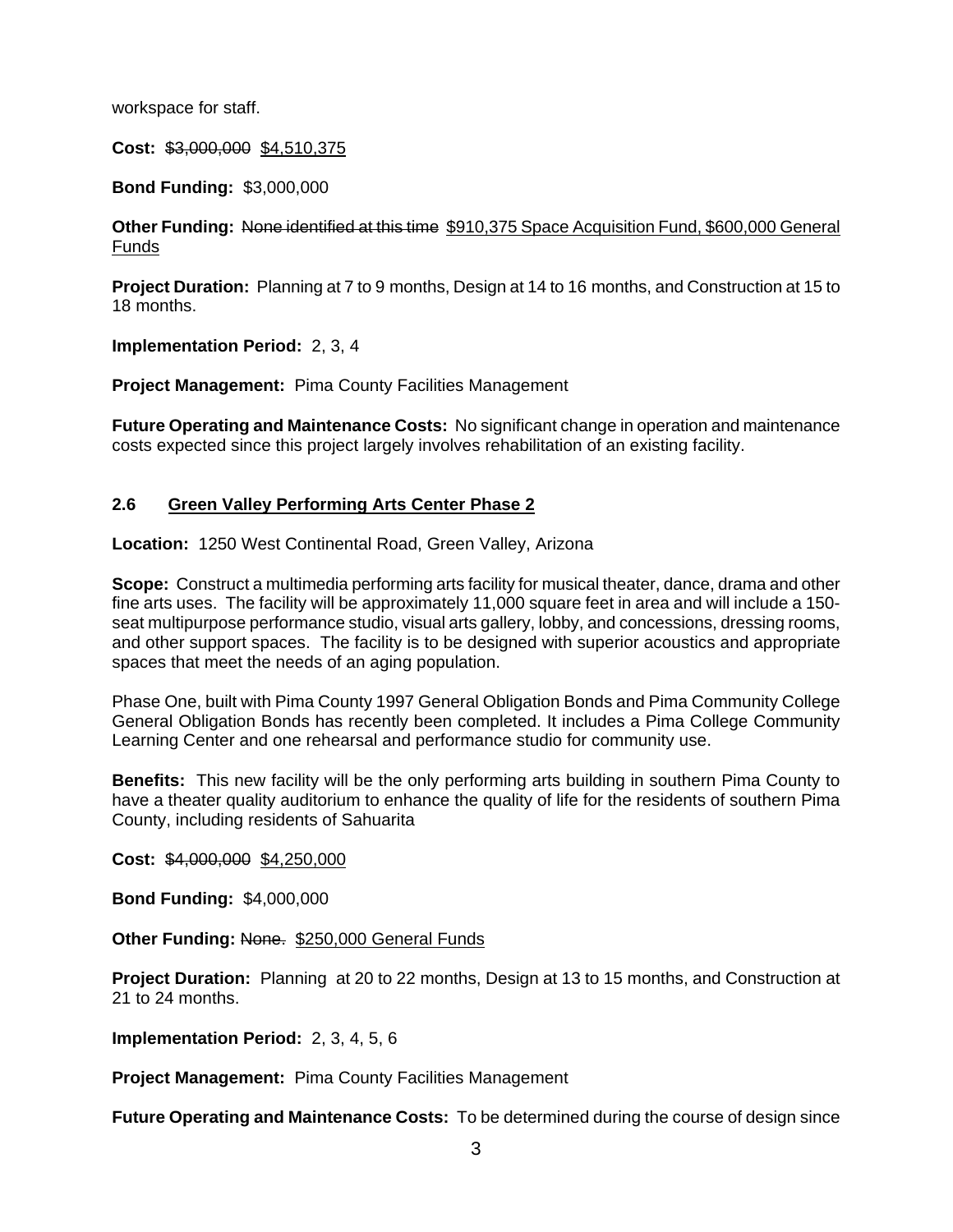workspace for staff.

**Cost:** ~~$3,000,000~~ <u>$4,510,375</u>

**Bond Funding:** $3,000,000

**Other Funding:** ~~None identified at this time~~ <u>$910,375 Space Acquisition Fund, $600,000 General Funds</u>

**Project Duration:** Planning at 7 to 9 months, Design at 14 to 16 months, and Construction at 15 to 18 months.

**Implementation Period:** 2, 3, 4

**Project Management:** Pima County Facilities Management

**Future Operating and Maintenance Costs:** No significant change in operation and maintenance costs expected since this project largely involves rehabilitation of an existing facility.

### 2.6 <u>Green Valley Performing Arts Center Phase 2</u>

**Location:** 1250 West Continental Road, Green Valley, Arizona

**Scope:** Construct a multimedia performing arts facility for musical theater, dance, drama and other fine arts uses. The facility will be approximately 11,000 square feet in area and will include a 150-seat multipurpose performance studio, visual arts gallery, lobby, and concessions, dressing rooms, and other support spaces. The facility is to be designed with superior acoustics and appropriate spaces that meet the needs of an aging population.

Phase One, built with Pima County 1997 General Obligation Bonds and Pima Community College General Obligation Bonds has recently been completed. It includes a Pima College Community Learning Center and one rehearsal and performance studio for community use.

**Benefits:** This new facility will be the only performing arts building in southern Pima County to have a theater quality auditorium to enhance the quality of life for the residents of southern Pima County, including residents of Sahuarita

**Cost:** ~~$4,000,000~~ <u>$4,250,000</u>

**Bond Funding:** $4,000,000

**Other Funding:** ~~None.~~ <u>$250,000 General Funds</u>

**Project Duration:** Planning at 20 to 22 months, Design at 13 to 15 months, and Construction at 21 to 24 months.

**Implementation Period:** 2, 3, 4, 5, 6

**Project Management:** Pima County Facilities Management

**Future Operating and Maintenance Costs:** To be determined during the course of design since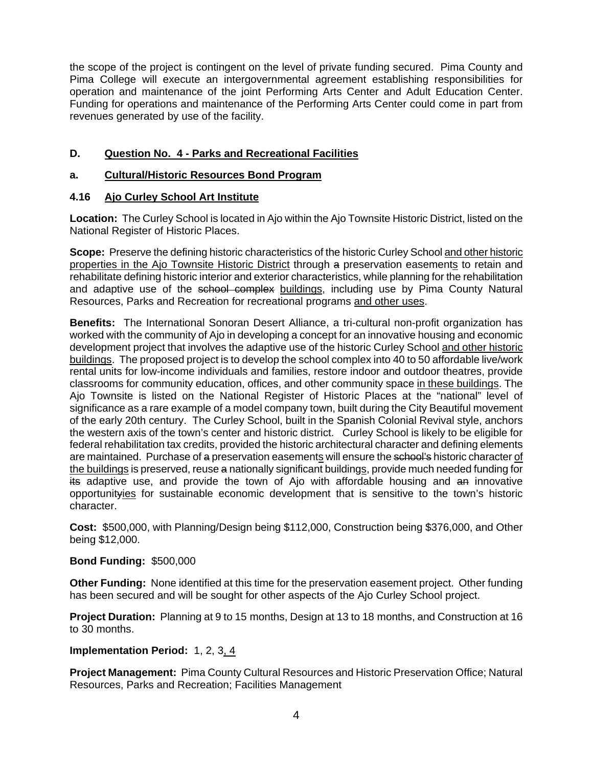the scope of the project is contingent on the level of private funding secured. Pima County and Pima College will execute an intergovernmental agreement establishing responsibilities for operation and maintenance of the joint Performing Arts Center and Adult Education Center. Funding for operations and maintenance of the Performing Arts Center could come in part from revenues generated by use of the facility.

## D. <u>Question No. 4 - Parks and Recreational Facilities</u>

### a. <u>Cultural/Historic Resources Bond Program</u>

### 4.16 <u>Ajo Curley School Art Institute</u>

**Location:** The Curley School is located in Ajo within the Ajo Townsite Historic District, listed on the National Register of Historic Places.

**Scope:** Preserve the defining historic characteristics of the historic Curley School <u>and other historic properties in the Ajo Townsite Historic District</u> through ~~a~~ preservation easement<u>s</u> to retain and rehabilitate defining historic interior and exterior characteristics, while planning for the rehabilitation and adaptive use of the ~~school complex~~ <u>buildings</u>, including use by Pima County Natural Resources, Parks and Recreation for recreational programs <u>and other uses</u>.

**Benefits:** The International Sonoran Desert Alliance, a tri-cultural non-profit organization has worked with the community of Ajo in developing a concept for an innovative housing and economic development project that involves the adaptive use of the historic Curley School <u>and other historic buildings</u>. The proposed project is to develop the school complex into 40 to 50 affordable live/work rental units for low-income individuals and families, restore indoor and outdoor theatres, provide classrooms for community education, offices, and other community space <u>in these buildings</u>. The Ajo Townsite is listed on the National Register of Historic Places at the "national" level of significance as a rare example of a model company town, built during the City Beautiful movement of the early 20th century. The Curley School, built in the Spanish Colonial Revival style, anchors the western axis of the town's center and historic district. Curley School is likely to be eligible for federal rehabilitation tax credits, provided the historic architectural character and defining elements are maintained. Purchase of ~~a~~ preservation easement<u>s</u> will ensure the ~~school's~~ historic character <u>of the buildings</u> is preserved, reuse ~~a~~ nationally significant building<u>s</u>, provide much needed funding for ~~its~~ adaptive use, and provide the town of Ajo with affordable housing and ~~an~~ innovative opportunit~~y~~<u>ies</u> for sustainable economic development that is sensitive to the town's historic character.

**Cost:** $500,000, with Planning/Design being $112,000, Construction being $376,000, and Other being $12,000.

**Bond Funding:** $500,000

**Other Funding:** None identified at this time for the preservation easement project. Other funding has been secured and will be sought for other aspects of the Ajo Curley School project.

**Project Duration:** Planning at 9 to 15 months, Design at 13 to 18 months, and Construction at 16 to 30 months.

**Implementation Period:** 1, 2, 3<u>, 4</u>

**Project Management:** Pima County Cultural Resources and Historic Preservation Office; Natural Resources, Parks and Recreation; Facilities Management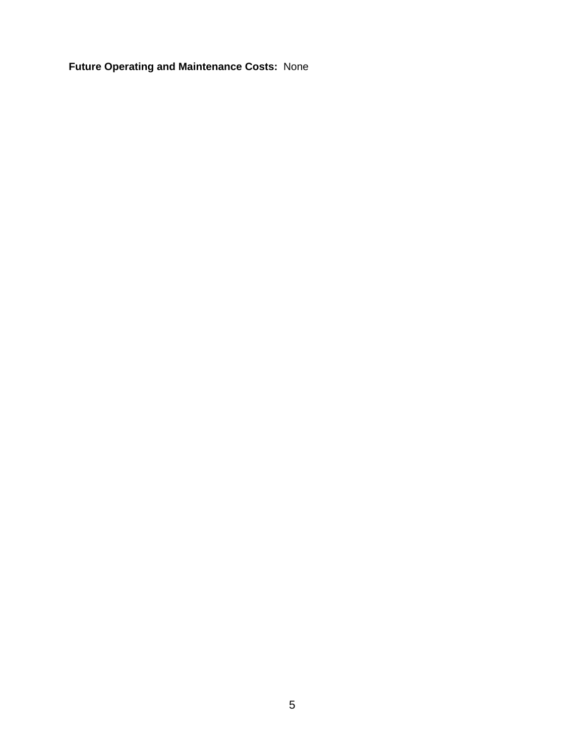**Future Operating and Maintenance Costs:** None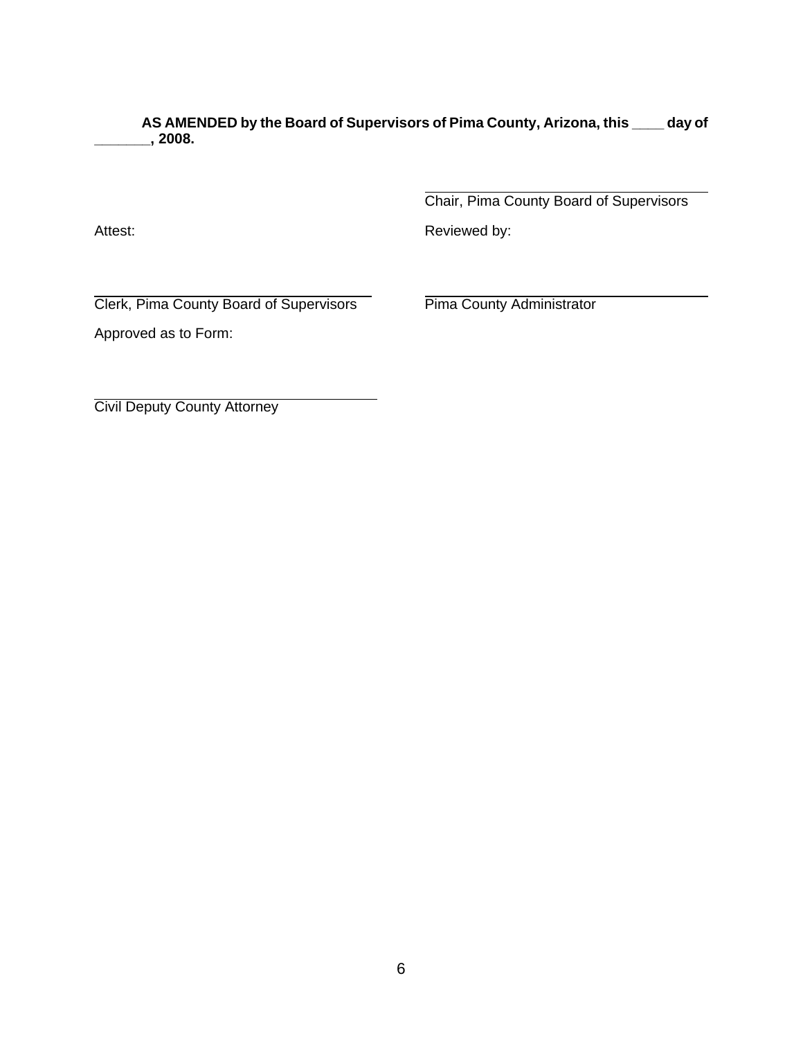**AS AMENDED by the Board of Supervisors of Pima County, Arizona, this ____ day of _______, 2008.**

_________________________________
Chair, Pima County Board of Supervisors

Attest:

_________________________________
Clerk, Pima County Board of Supervisors

Reviewed by:

_________________________________
Pima County Administrator

Approved as to Form:

_________________________________
Civil Deputy County Attorney